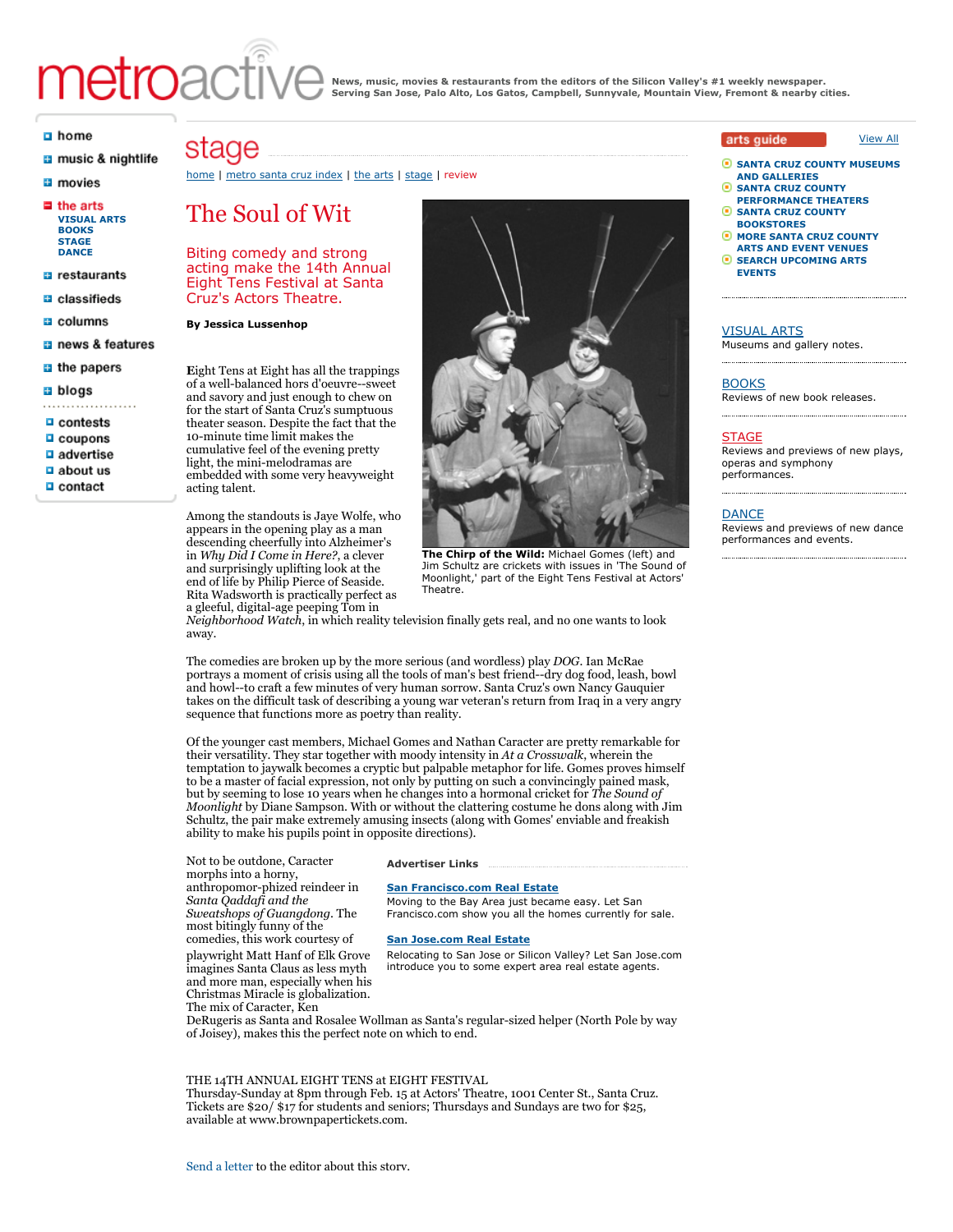# metroactive

News, music, movies & restaurants from the editors of the Silicon Valley's #1 weekly newspaper.
Serving San Jose, Palo Alto, Los Gatos, Campbell, Sunnyvale, Mountain View, Fremont & nearby cities.

- home
- music & nightlife
- movies
- the arts
  - VISUAL ARTS
  - BOOKS
  - STAGE
  - DANCE
- restaurants
- classifieds
- columns
- news & features
- the papers
- blogs
- contests
- coupons
- advertise
- about us
- contact

## stage

home | metro santa cruz index | the arts | stage | review

# The Soul of Wit

## Biting comedy and strong acting make the 14th Annual Eight Tens Festival at Santa Cruz's Actors Theatre.

**By Jessica Lussenhop**

Eight Tens at Eight has all the trappings of a well-balanced hors d'oeuvre--sweet and savory and just enough to chew on for the start of Santa Cruz's sumptuous theater season. Despite the fact that the 10-minute time limit makes the cumulative feel of the evening pretty light, the mini-melodramas are embedded with some very heavyweight acting talent.

**The Chirp of the Wild:** Michael Gomes (left) and Jim Schultz are crickets with issues in 'The Sound of Moonlight,' part of the Eight Tens Festival at Actors' Theatre.

Among the standouts is Jaye Wolfe, who appears in the opening play as a man descending cheerfully into Alzheimer's in *Why Did I Come in Here?*, a clever and surprisingly uplifting look at the end of life by Philip Pierce of Seaside. Rita Wadsworth is practically perfect as a gleeful, digital-age peeping Tom in *Neighborhood Watch*, in which reality television finally gets real, and no one wants to look away.

The comedies are broken up by the more serious (and wordless) play *DOG*. Ian McRae portrays a moment of crisis using all the tools of man's best friend--dry dog food, leash, bowl and howl--to craft a few minutes of very human sorrow. Santa Cruz's own Nancy Gauquier takes on the difficult task of describing a young war veteran's return from Iraq in a very angry sequence that functions more as poetry than reality.

Of the younger cast members, Michael Gomes and Nathan Caracter are pretty remarkable for their versatility. They star together with moody intensity in *At a Crosswalk*, wherein the temptation to jaywalk becomes a cryptic but palpable metaphor for life. Gomes proves himself to be a master of facial expression, not only by putting on such a convincingly pained mask, but by seeming to lose 10 years when he changes into a hormonal cricket for *The Sound of Moonlight* by Diane Sampson. With or without the clattering costume he dons along with Jim Schultz, the pair make extremely amusing insects (along with Gomes' enviable and freakish ability to make his pupils point in opposite directions).

Not to be outdone, Caracter morphs into a horny, anthropomor-phized reindeer in *Santa Qaddafi and the Sweatshops of Guangdong*. The most bitingly funny of the comedies, this work courtesy of playwright Matt Hanf of Elk Grove imagines Santa Claus as less myth and more man, especially when his Christmas Miracle is globalization. The mix of Caracter, Ken DeRugeris as Santa and Rosalee Wollman as Santa's regular-sized helper (North Pole by way of Joisey), makes this the perfect note on which to end.

**Advertiser Links**

**San Francisco.com Real Estate**
Moving to the Bay Area just became easy. Let San Francisco.com show you all the homes currently for sale.

**San Jose.com Real Estate**
Relocating to San Jose or Silicon Valley? Let San Jose.com introduce you to some expert area real estate agents.

THE 14TH ANNUAL EIGHT TENS at EIGHT FESTIVAL
Thursday-Sunday at 8pm through Feb. 15 at Actors' Theatre, 1001 Center St., Santa Cruz. Tickets are $20/ $17 for students and seniors; Thursdays and Sundays are two for $25, available at www.brownpapertickets.com.

Send a letter to the editor about this story.

**arts guide** View All

- SANTA CRUZ COUNTY MUSEUMS AND GALLERIES
- SANTA CRUZ COUNTY PERFORMANCE THEATERS
- SANTA CRUZ COUNTY BOOKSTORES
- MORE SANTA CRUZ COUNTY ARTS AND EVENT VENUES
- SEARCH UPCOMING ARTS EVENTS

VISUAL ARTS
Museums and gallery notes.

BOOKS
Reviews of new book releases.

STAGE
Reviews and previews of new plays, operas and symphony performances.

DANCE
Reviews and previews of new dance performances and events.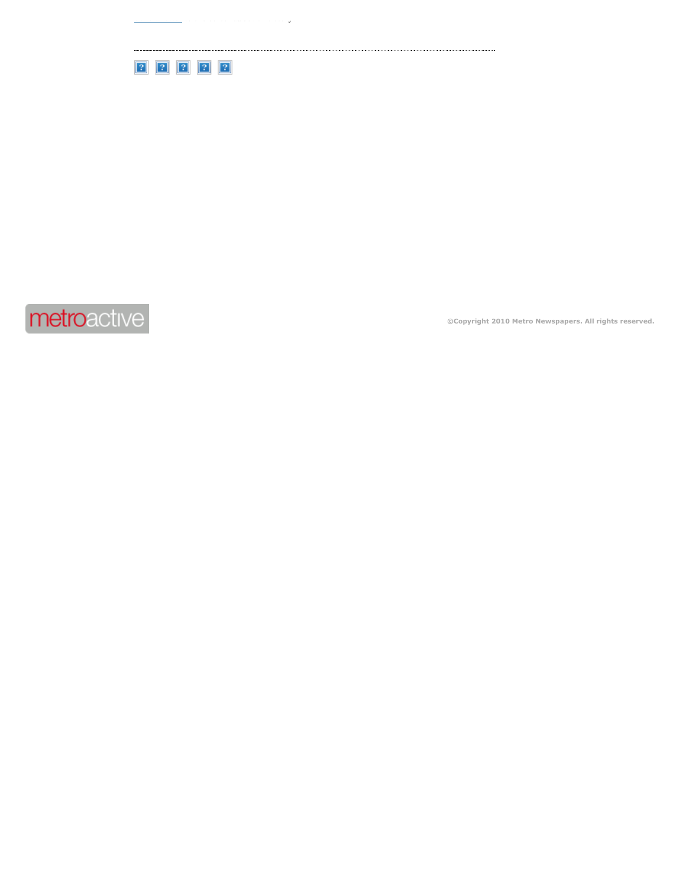©Copyright 2010 Metro Newspapers. All rights reserved.